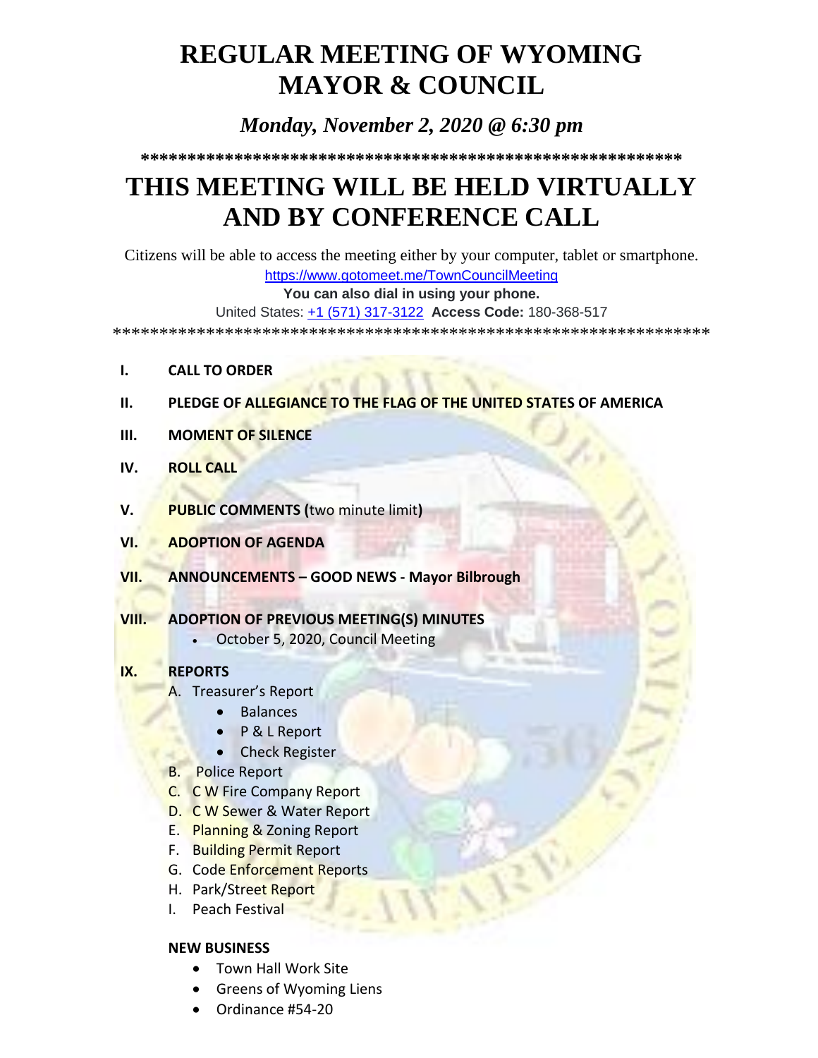# REGULAR MEETING OF WYOMING MAYOR & COUNCIL

*Monday, November 2, 2020 @ 6:30 pm*

\*\*\*\*\*\*\*\*\*\*\*\*\*\*\*\*\*\*\*\*\*\*\*\*\*\*\*\*\*\*\*\*\*\*\*\*\*\*\*\*\*\*\*\*\*\*\*\*\*\*\*\*\*\*\*\*\*\*

# THIS MEETING WILL BE HELD VIRTUALLY AND BY CONFERENCE CALL

Citizens will be able to access the meeting either by your computer, tablet or smartphone.

https://www.gotomeet.me/TownCouncilMeeting

**You can also dial in using your phone.**

United States: +1 (571) 317-3122 **Access Code:** 180-368-517

\*\*\*\*\*\*\*\*\*\*\*\*\*\*\*\*\*\*\*\*\*\*\*\*\*\*\*\*\*\*\*\*\*\*\*\*\*\*\*\*\*\*\*\*\*\*\*\*\*\*\*\*\*\*\*\*\*\*\*\*\*\*\*\*\*\*

**I. CALL TO ORDER**

**II. PLEDGE OF ALLEGIANCE TO THE FLAG OF THE UNITED STATES OF AMERICA**

**III. MOMENT OF SILENCE**

**IV. ROLL CALL**

**V. PUBLIC COMMENTS (**two minute limit**)**

**VI. ADOPTION OF AGENDA**

**VII. ANNOUNCEMENTS – GOOD NEWS - Mayor Bilbrough**

**VIII. ADOPTION OF PREVIOUS MEETING(S) MINUTES**

- October 5, 2020, Council Meeting

**IX. REPORTS**

A. Treasurer's Report
   - Balances
   - P & L Report
   - Check Register

B. Police Report

C. C W Fire Company Report

D. C W Sewer & Water Report

E. Planning & Zoning Report

F. Building Permit Report

G. Code Enforcement Reports

H. Park/Street Report

I. Peach Festival

**NEW BUSINESS**

- Town Hall Work Site
- Greens of Wyoming Liens
- Ordinance #54-20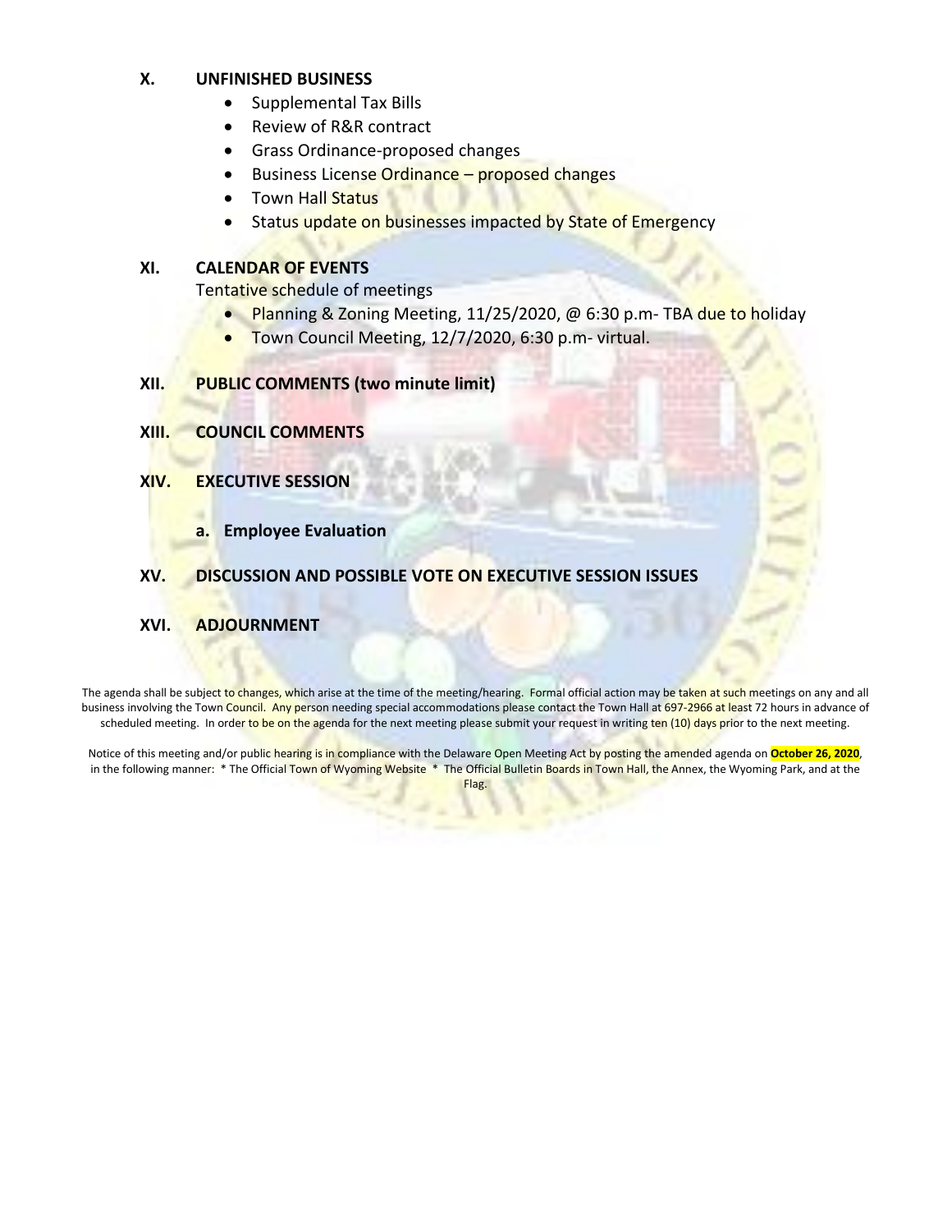## X. UNFINISHED BUSINESS

- Supplemental Tax Bills
- Review of R&R contract
- Grass Ordinance-proposed changes
- Business License Ordinance – proposed changes
- Town Hall Status
- Status update on businesses impacted by State of Emergency

## XI. CALENDAR OF EVENTS

Tentative schedule of meetings

- Planning & Zoning Meeting, 11/25/2020, @ 6:30 p.m- TBA due to holiday
- Town Council Meeting, 12/7/2020, 6:30 p.m- virtual.

## XII. PUBLIC COMMENTS (two minute limit)

## XIII. COUNCIL COMMENTS

## XIV. EXECUTIVE SESSION

**a. Employee Evaluation**

## XV. DISCUSSION AND POSSIBLE VOTE ON EXECUTIVE SESSION ISSUES

## XVI. ADJOURNMENT

The agenda shall be subject to changes, which arise at the time of the meeting/hearing. Formal official action may be taken at such meetings on any and all business involving the Town Council. Any person needing special accommodations please contact the Town Hall at 697-2966 at least 72 hours in advance of scheduled meeting. In order to be on the agenda for the next meeting please submit your request in writing ten (10) days prior to the next meeting.

Notice of this meeting and/or public hearing is in compliance with the Delaware Open Meeting Act by posting the amended agenda on **October 26, 2020**, in the following manner: * The Official Town of Wyoming Website * The Official Bulletin Boards in Town Hall, the Annex, the Wyoming Park, and at the Flag.